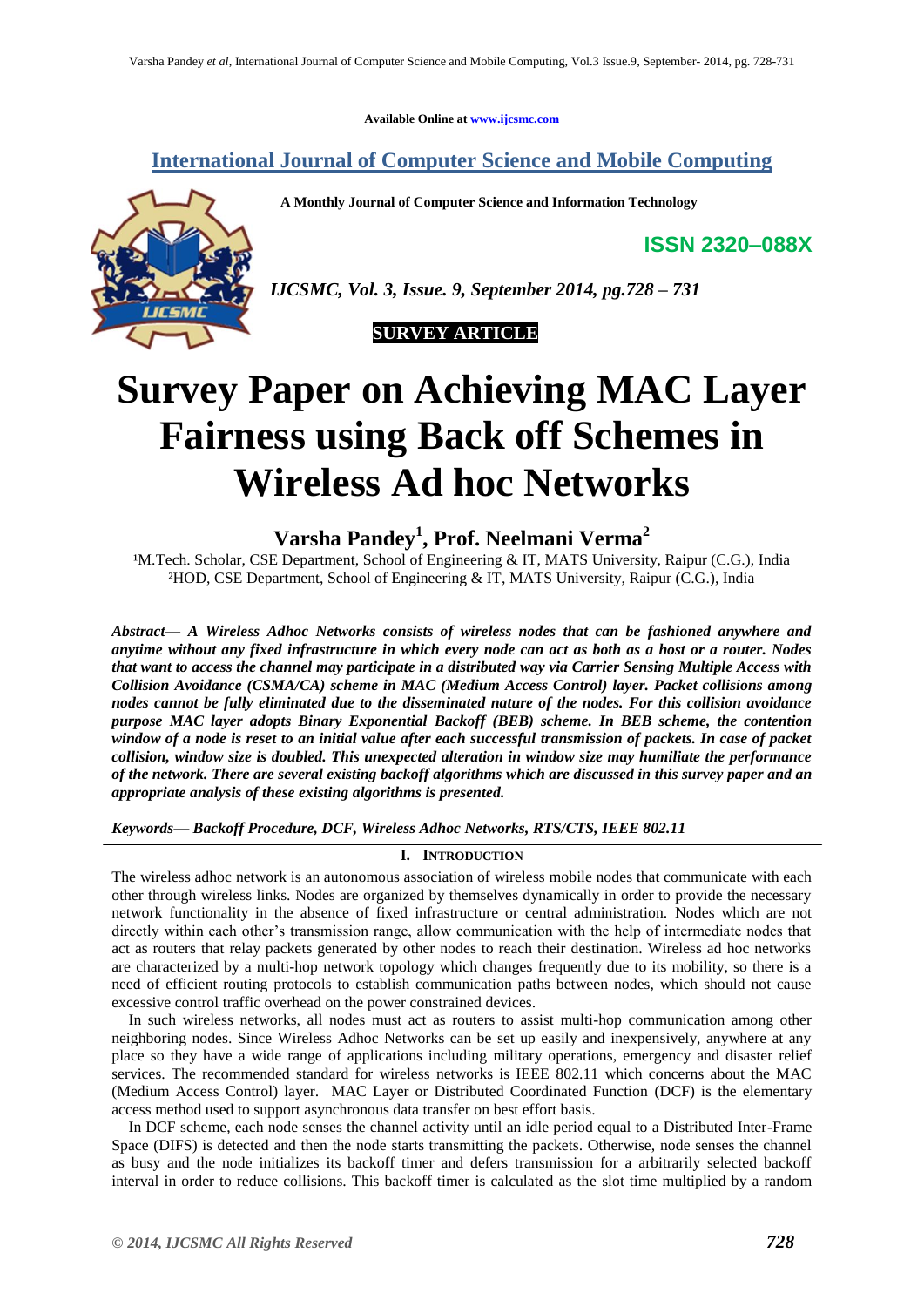Available Online at www.ijcsmc.com

**International Journal of Computer Science and Mobile Computing**

**A Monthly Journal of Computer Science and Information Technology**

**ISSN 2320–088X**

***IJCSMC, Vol. 3, Issue. 9, September 2014, pg.728 – 731***

**SURVEY ARTICLE**

# Survey Paper on Achieving MAC Layer Fairness using Back off Schemes in Wireless Ad hoc Networks

**Varsha Pandey[1], Prof. Neelmani Verma[2]**

[1]M.Tech. Scholar, CSE Department, School of Engineering & IT, MATS University, Raipur (C.G.), India
[2]HOD, CSE Department, School of Engineering & IT, MATS University, Raipur (C.G.), India

***Abstract— A Wireless Adhoc Networks consists of wireless nodes that can be fashioned anywhere and anytime without any fixed infrastructure in which every node can act as both as a host or a router. Nodes that want to access the channel may participate in a distributed way via Carrier Sensing Multiple Access with Collision Avoidance (CSMA/CA) scheme in MAC (Medium Access Control) layer. Packet collisions among nodes cannot be fully eliminated due to the disseminated nature of the nodes. For this collision avoidance purpose MAC layer adopts Binary Exponential Backoff (BEB) scheme. In BEB scheme, the contention window of a node is reset to an initial value after each successful transmission of packets. In case of packet collision, window size is doubled. This unexpected alteration in window size may humiliate the performance of the network. There are several existing backoff algorithms which are discussed in this survey paper and an appropriate analysis of these existing algorithms is presented.***

***Keywords— Backoff Procedure, DCF, Wireless Adhoc Networks, RTS/CTS, IEEE 802.11***

## I. INTRODUCTION

The wireless adhoc network is an autonomous association of wireless mobile nodes that communicate with each other through wireless links. Nodes are organized by themselves dynamically in order to provide the necessary network functionality in the absence of fixed infrastructure or central administration. Nodes which are not directly within each other's transmission range, allow communication with the help of intermediate nodes that act as routers that relay packets generated by other nodes to reach their destination. Wireless ad hoc networks are characterized by a multi-hop network topology which changes frequently due to its mobility, so there is a need of efficient routing protocols to establish communication paths between nodes, which should not cause excessive control traffic overhead on the power constrained devices.

In such wireless networks, all nodes must act as routers to assist multi-hop communication among other neighboring nodes. Since Wireless Adhoc Networks can be set up easily and inexpensively, anywhere at any place so they have a wide range of applications including military operations, emergency and disaster relief services. The recommended standard for wireless networks is IEEE 802.11 which concerns about the MAC (Medium Access Control) layer. MAC Layer or Distributed Coordinated Function (DCF) is the elementary access method used to support asynchronous data transfer on best effort basis.

In DCF scheme, each node senses the channel activity until an idle period equal to a Distributed Inter-Frame Space (DIFS) is detected and then the node starts transmitting the packets. Otherwise, node senses the channel as busy and the node initializes its backoff timer and defers transmission for a arbitrarily selected backoff interval in order to reduce collisions. This backoff timer is calculated as the slot time multiplied by a random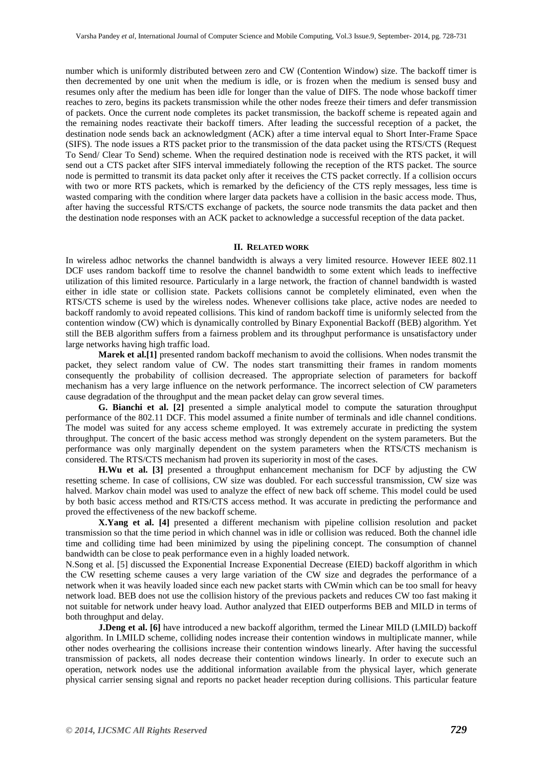number which is uniformly distributed between zero and CW (Contention Window) size. The backoff timer is then decremented by one unit when the medium is idle, or is frozen when the medium is sensed busy and resumes only after the medium has been idle for longer than the value of DIFS. The node whose backoff timer reaches to zero, begins its packets transmission while the other nodes freeze their timers and defer transmission of packets. Once the current node completes its packet transmission, the backoff scheme is repeated again and the remaining nodes reactivate their backoff timers. After leading the successful reception of a packet, the destination node sends back an acknowledgment (ACK) after a time interval equal to Short Inter-Frame Space (SIFS). The node issues a RTS packet prior to the transmission of the data packet using the RTS/CTS (Request To Send/ Clear To Send) scheme. When the required destination node is received with the RTS packet, it will send out a CTS packet after SIFS interval immediately following the reception of the RTS packet. The source node is permitted to transmit its data packet only after it receives the CTS packet correctly. If a collision occurs with two or more RTS packets, which is remarked by the deficiency of the CTS reply messages, less time is wasted comparing with the condition where larger data packets have a collision in the basic access mode. Thus, after having the successful RTS/CTS exchange of packets, the source node transmits the data packet and then the destination node responses with an ACK packet to acknowledge a successful reception of the data packet.

## II. RELATED WORK

In wireless adhoc networks the channel bandwidth is always a very limited resource. However IEEE 802.11 DCF uses random backoff time to resolve the channel bandwidth to some extent which leads to ineffective utilization of this limited resource. Particularly in a large network, the fraction of channel bandwidth is wasted either in idle state or collision state. Packets collisions cannot be completely eliminated, even when the RTS/CTS scheme is used by the wireless nodes. Whenever collisions take place, active nodes are needed to backoff randomly to avoid repeated collisions. This kind of random backoff time is uniformly selected from the contention window (CW) which is dynamically controlled by Binary Exponential Backoff (BEB) algorithm. Yet still the BEB algorithm suffers from a fairness problem and its throughput performance is unsatisfactory under large networks having high traffic load.

**Marek et al.[1]** presented random backoff mechanism to avoid the collisions. When nodes transmit the packet, they select random value of CW. The nodes start transmitting their frames in random moments consequently the probability of collision decreased. The appropriate selection of parameters for backoff mechanism has a very large influence on the network performance. The incorrect selection of CW parameters cause degradation of the throughput and the mean packet delay can grow several times.

**G. Bianchi et al. [2]** presented a simple analytical model to compute the saturation throughput performance of the 802.11 DCF. This model assumed a finite number of terminals and idle channel conditions. The model was suited for any access scheme employed. It was extremely accurate in predicting the system throughput. The concert of the basic access method was strongly dependent on the system parameters. But the performance was only marginally dependent on the system parameters when the RTS/CTS mechanism is considered. The RTS/CTS mechanism had proven its superiority in most of the cases.

**H.Wu et al. [3]** presented a throughput enhancement mechanism for DCF by adjusting the CW resetting scheme. In case of collisions, CW size was doubled. For each successful transmission, CW size was halved. Markov chain model was used to analyze the effect of new back off scheme. This model could be used by both basic access method and RTS/CTS access method. It was accurate in predicting the performance and proved the effectiveness of the new backoff scheme.

**X.Yang et al. [4]** presented a different mechanism with pipeline collision resolution and packet transmission so that the time period in which channel was in idle or collision was reduced. Both the channel idle time and colliding time had been minimized by using the pipelining concept. The consumption of channel bandwidth can be close to peak performance even in a highly loaded network.

N.Song et al. [5] discussed the Exponential Increase Exponential Decrease (EIED) backoff algorithm in which the CW resetting scheme causes a very large variation of the CW size and degrades the performance of a network when it was heavily loaded since each new packet starts with CWmin which can be too small for heavy network load. BEB does not use the collision history of the previous packets and reduces CW too fast making it not suitable for network under heavy load. Author analyzed that EIED outperforms BEB and MILD in terms of both throughput and delay.

**J.Deng et al. [6]** have introduced a new backoff algorithm, termed the Linear MILD (LMILD) backoff algorithm. In LMILD scheme, colliding nodes increase their contention windows in multiplicate manner, while other nodes overhearing the collisions increase their contention windows linearly. After having the successful transmission of packets, all nodes decrease their contention windows linearly. In order to execute such an operation, network nodes use the additional information available from the physical layer, which generate physical carrier sensing signal and reports no packet header reception during collisions. This particular feature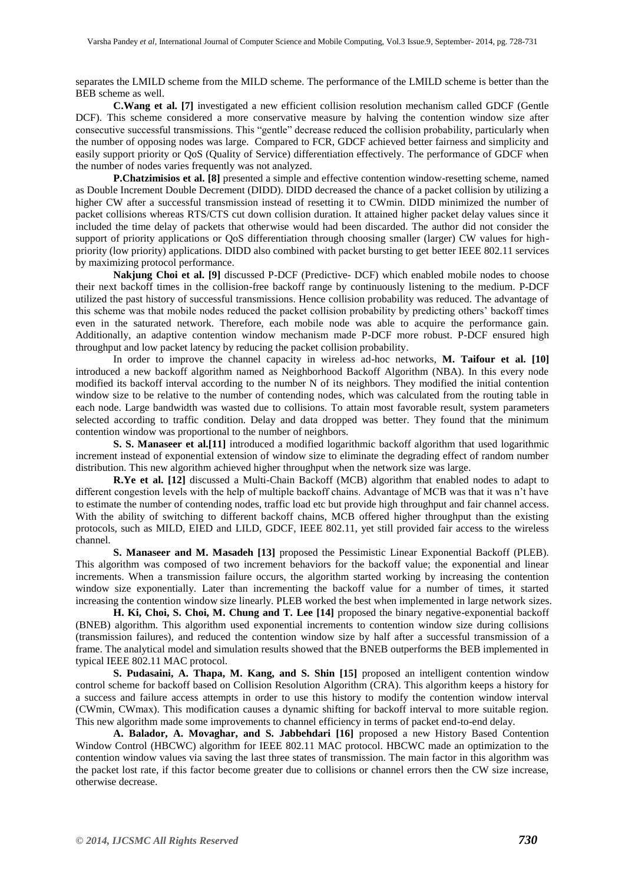separates the LMILD scheme from the MILD scheme. The performance of the LMILD scheme is better than the BEB scheme as well.

**C.Wang et al. [7]** investigated a new efficient collision resolution mechanism called GDCF (Gentle DCF). This scheme considered a more conservative measure by halving the contention window size after consecutive successful transmissions. This "gentle" decrease reduced the collision probability, particularly when the number of opposing nodes was large. Compared to FCR, GDCF achieved better fairness and simplicity and easily support priority or QoS (Quality of Service) differentiation effectively. The performance of GDCF when the number of nodes varies frequently was not analyzed.

**P.Chatzimisios et al. [8]** presented a simple and effective contention window-resetting scheme, named as Double Increment Double Decrement (DIDD). DIDD decreased the chance of a packet collision by utilizing a higher CW after a successful transmission instead of resetting it to CWmin. DIDD minimized the number of packet collisions whereas RTS/CTS cut down collision duration. It attained higher packet delay values since it included the time delay of packets that otherwise would had been discarded. The author did not consider the support of priority applications or QoS differentiation through choosing smaller (larger) CW values for high-priority (low priority) applications. DIDD also combined with packet bursting to get better IEEE 802.11 services by maximizing protocol performance.

**Nakjung Choi et al. [9]** discussed P-DCF (Predictive- DCF) which enabled mobile nodes to choose their next backoff times in the collision-free backoff range by continuously listening to the medium. P-DCF utilized the past history of successful transmissions. Hence collision probability was reduced. The advantage of this scheme was that mobile nodes reduced the packet collision probability by predicting others' backoff times even in the saturated network. Therefore, each mobile node was able to acquire the performance gain. Additionally, an adaptive contention window mechanism made P-DCF more robust. P-DCF ensured high throughput and low packet latency by reducing the packet collision probability.

In order to improve the channel capacity in wireless ad-hoc networks, **M. Taifour et al. [10]** introduced a new backoff algorithm named as Neighborhood Backoff Algorithm (NBA). In this every node modified its backoff interval according to the number N of its neighbors. They modified the initial contention window size to be relative to the number of contending nodes, which was calculated from the routing table in each node. Large bandwidth was wasted due to collisions. To attain most favorable result, system parameters selected according to traffic condition. Delay and data dropped was better. They found that the minimum contention window was proportional to the number of neighbors.

**S. S. Manaseer et al.[11]** introduced a modified logarithmic backoff algorithm that used logarithmic increment instead of exponential extension of window size to eliminate the degrading effect of random number distribution. This new algorithm achieved higher throughput when the network size was large.

**R.Ye et al. [12]** discussed a Multi-Chain Backoff (MCB) algorithm that enabled nodes to adapt to different congestion levels with the help of multiple backoff chains. Advantage of MCB was that it was n't have to estimate the number of contending nodes, traffic load etc but provide high throughput and fair channel access. With the ability of switching to different backoff chains, MCB offered higher throughput than the existing protocols, such as MILD, EIED and LILD, GDCF, IEEE 802.11, yet still provided fair access to the wireless channel.

**S. Manaseer and M. Masadeh [13]** proposed the Pessimistic Linear Exponential Backoff (PLEB). This algorithm was composed of two increment behaviors for the backoff value; the exponential and linear increments. When a transmission failure occurs, the algorithm started working by increasing the contention window size exponentially. Later than incrementing the backoff value for a number of times, it started increasing the contention window size linearly. PLEB worked the best when implemented in large network sizes.

**H. Ki, Choi, S. Choi, M. Chung and T. Lee [14]** proposed the binary negative-exponential backoff (BNEB) algorithm. This algorithm used exponential increments to contention window size during collisions (transmission failures), and reduced the contention window size by half after a successful transmission of a frame. The analytical model and simulation results showed that the BNEB outperforms the BEB implemented in typical IEEE 802.11 MAC protocol.

**S. Pudasaini, A. Thapa, M. Kang, and S. Shin [15]** proposed an intelligent contention window control scheme for backoff based on Collision Resolution Algorithm (CRA). This algorithm keeps a history for a success and failure access attempts in order to use this history to modify the contention window interval (CWmin, CWmax). This modification causes a dynamic shifting for backoff interval to more suitable region. This new algorithm made some improvements to channel efficiency in terms of packet end-to-end delay.

**A. Balador, A. Movaghar, and S. Jabbehdari [16]** proposed a new History Based Contention Window Control (HBCWC) algorithm for IEEE 802.11 MAC protocol. HBCWC made an optimization to the contention window values via saving the last three states of transmission. The main factor in this algorithm was the packet lost rate, if this factor become greater due to collisions or channel errors then the CW size increase, otherwise decrease.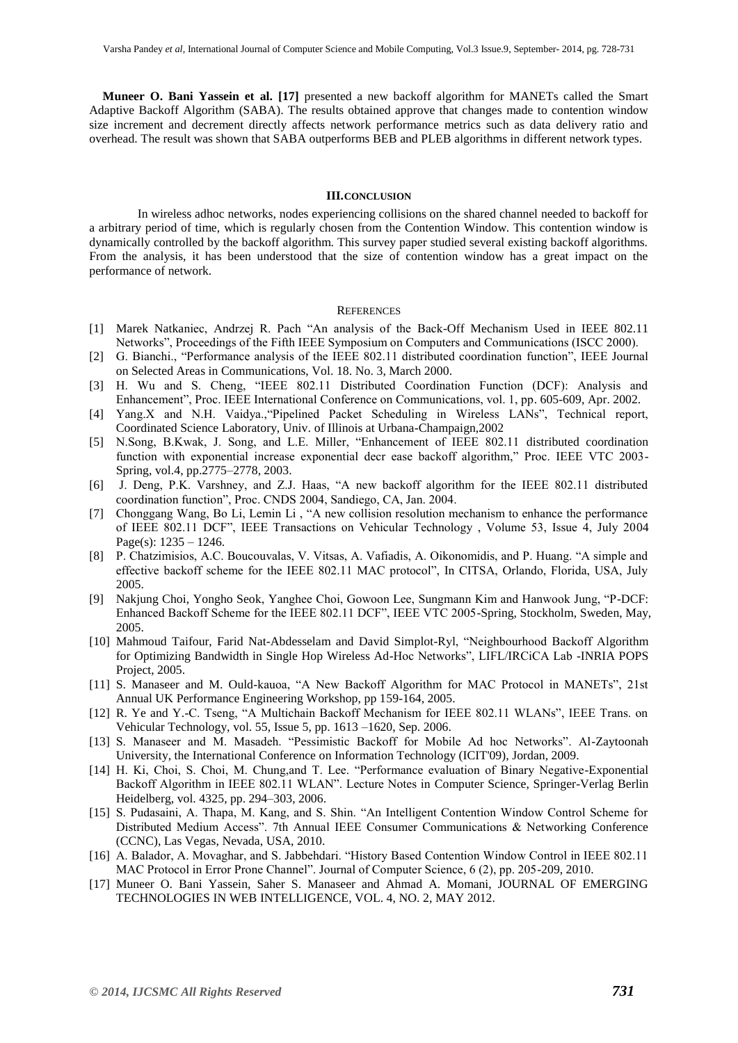**Muneer O. Bani Yassein et al. [17]** presented a new backoff algorithm for MANETs called the Smart Adaptive Backoff Algorithm (SABA). The results obtained approve that changes made to contention window size increment and decrement directly affects network performance metrics such as data delivery ratio and overhead. The result was shown that SABA outperforms BEB and PLEB algorithms in different network types.

## III. CONCLUSION

In wireless adhoc networks, nodes experiencing collisions on the shared channel needed to backoff for a arbitrary period of time, which is regularly chosen from the Contention Window. This contention window is dynamically controlled by the backoff algorithm. This survey paper studied several existing backoff algorithms. From the analysis, it has been understood that the size of contention window has a great impact on the performance of network.

## REFERENCES

[1] Marek Natkaniec, Andrzej R. Pach "An analysis of the Back-Off Mechanism Used in IEEE 802.11 Networks", Proceedings of the Fifth IEEE Symposium on Computers and Communications (ISCC 2000).

[2] G. Bianchi., "Performance analysis of the IEEE 802.11 distributed coordination function", IEEE Journal on Selected Areas in Communications, Vol. 18. No. 3, March 2000.

[3] H. Wu and S. Cheng, "IEEE 802.11 Distributed Coordination Function (DCF): Analysis and Enhancement", Proc. IEEE International Conference on Communications, vol. 1, pp. 605-609, Apr. 2002.

[4] Yang.X and N.H. Vaidya.,"Pipelined Packet Scheduling in Wireless LANs", Technical report, Coordinated Science Laboratory, Univ. of Illinois at Urbana-Champaign,2002

[5] N.Song, B.Kwak, J. Song, and L.E. Miller, "Enhancement of IEEE 802.11 distributed coordination function with exponential increase exponential decr ease backoff algorithm," Proc. IEEE VTC 2003-Spring, vol.4, pp.2775–2778, 2003.

[6] J. Deng, P.K. Varshney, and Z.J. Haas, "A new backoff algorithm for the IEEE 802.11 distributed coordination function", Proc. CNDS 2004, Sandiego, CA, Jan. 2004.

[7] Chonggang Wang, Bo Li, Lemin Li , "A new collision resolution mechanism to enhance the performance of IEEE 802.11 DCF", IEEE Transactions on Vehicular Technology , Volume 53, Issue 4, July 2004 Page(s): 1235 – 1246.

[8] P. Chatzimisios, A.C. Boucouvalas, V. Vitsas, A. Vafiadis, A. Oikonomidis, and P. Huang. "A simple and effective backoff scheme for the IEEE 802.11 MAC protocol", In CITSA, Orlando, Florida, USA, July 2005.

[9] Nakjung Choi, Yongho Seok, Yanghee Choi, Gowoon Lee, Sungmann Kim and Hanwook Jung, "P-DCF: Enhanced Backoff Scheme for the IEEE 802.11 DCF", IEEE VTC 2005-Spring, Stockholm, Sweden, May, 2005.

[10] Mahmoud Taifour, Farid Nat-Abdesselam and David Simplot-Ryl, "Neighbourhood Backoff Algorithm for Optimizing Bandwidth in Single Hop Wireless Ad-Hoc Networks", LIFL/IRCiCA Lab -INRIA POPS Project, 2005.

[11] S. Manaseer and M. Ould-kauoa, "A New Backoff Algorithm for MAC Protocol in MANETs", 21st Annual UK Performance Engineering Workshop, pp 159-164, 2005.

[12] R. Ye and Y.-C. Tseng, "A Multichain Backoff Mechanism for IEEE 802.11 WLANs", IEEE Trans. on Vehicular Technology, vol. 55, Issue 5, pp. 1613 –1620, Sep. 2006.

[13] S. Manaseer and M. Masadeh. "Pessimistic Backoff for Mobile Ad hoc Networks". Al-Zaytoonah University, the International Conference on Information Technology (ICIT'09), Jordan, 2009.

[14] H. Ki, Choi, S. Choi, M. Chung,and T. Lee. "Performance evaluation of Binary Negative-Exponential Backoff Algorithm in IEEE 802.11 WLAN". Lecture Notes in Computer Science, Springer-Verlag Berlin Heidelberg, vol. 4325, pp. 294–303, 2006.

[15] S. Pudasaini, A. Thapa, M. Kang, and S. Shin. "An Intelligent Contention Window Control Scheme for Distributed Medium Access". 7th Annual IEEE Consumer Communications & Networking Conference (CCNC), Las Vegas, Nevada, USA, 2010.

[16] A. Balador, A. Movaghar, and S. Jabbehdari. "History Based Contention Window Control in IEEE 802.11 MAC Protocol in Error Prone Channel". Journal of Computer Science, 6 (2), pp. 205-209, 2010.

[17] Muneer O. Bani Yassein, Saher S. Manaseer and Ahmad A. Momani, JOURNAL OF EMERGING TECHNOLOGIES IN WEB INTELLIGENCE, VOL. 4, NO. 2, MAY 2012.